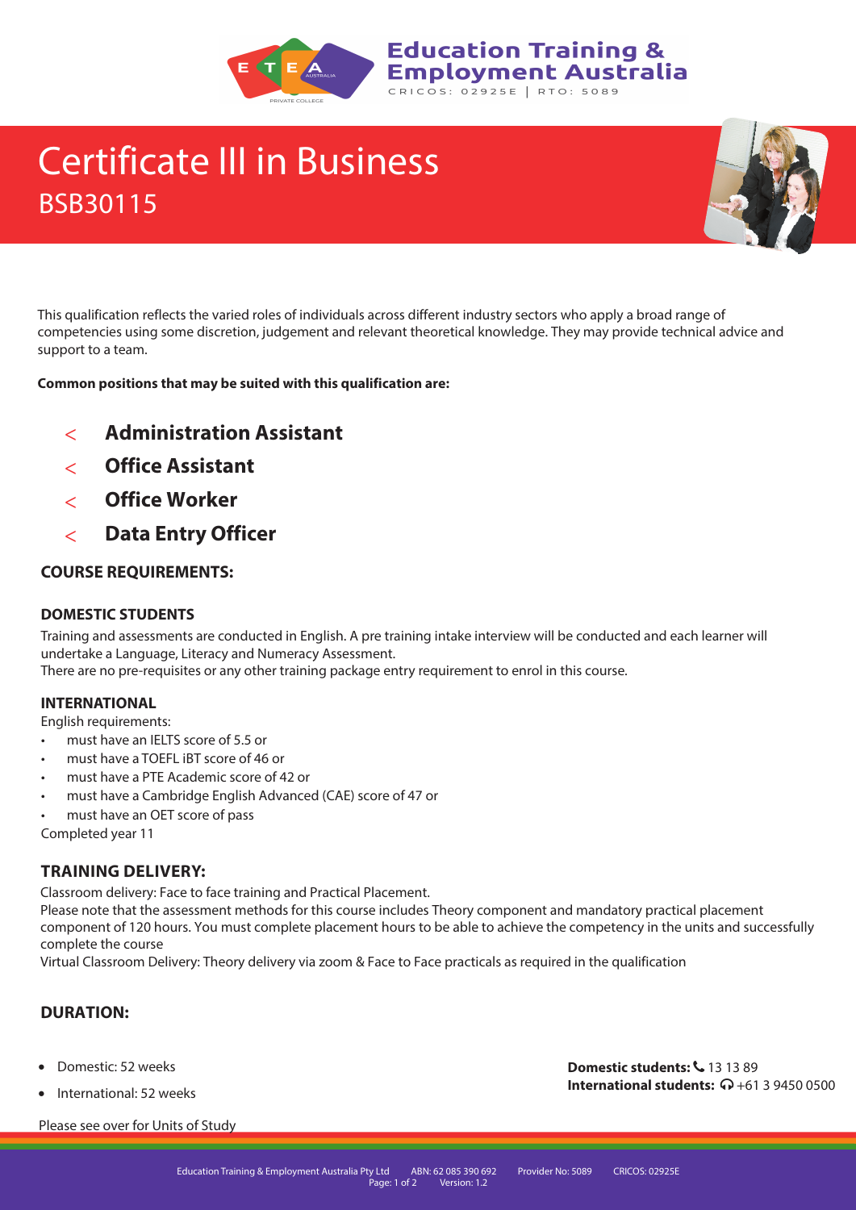Education Training & Employment Australia
CRICOS: 02925E | RTO: 5089

# Certificate III in Business

## BSB30115

This qualification reflects the varied roles of individuals across different industry sectors who apply a broad range of competencies using some discretion, judgement and relevant theoretical knowledge. They may provide technical advice and support to a team.

**Common positions that may be suited with this qualification are:**

- **Administration Assistant**
- **Office Assistant**
- **Office Worker**
- **Data Entry Officer**

### COURSE REQUIREMENTS:

#### DOMESTIC STUDENTS

Training and assessments are conducted in English. A pre training intake interview will be conducted and each learner will undertake a Language, Literacy and Numeracy Assessment.
There are no pre-requisites or any other training package entry requirement to enrol in this course.

#### INTERNATIONAL

English requirements:

- must have an IELTS score of 5.5 or
- must have a TOEFL iBT score of 46 or
- must have a PTE Academic score of 42 or
- must have a Cambridge English Advanced (CAE) score of 47 or
- must have an OET score of pass

Completed year 11

### TRAINING DELIVERY:

Classroom delivery: Face to face training and Practical Placement.
Please note that the assessment methods for this course includes Theory component and mandatory practical placement component of 120 hours. You must complete placement hours to be able to achieve the competency in the units and successfully complete the course
Virtual Classroom Delivery: Theory delivery via zoom & Face to Face practicals as required in the qualification

### DURATION:

- Domestic: 52 weeks
- International: 52 weeks

**Domestic students:** 13 13 89
**International students:** +61 3 9450 0500

Please see over for Units of Study

Education Training & Employment Australia Pty Ltd ABN: 62 085 390 692 Provider No: 5089 CRICOS: 02925E
Version: 1.2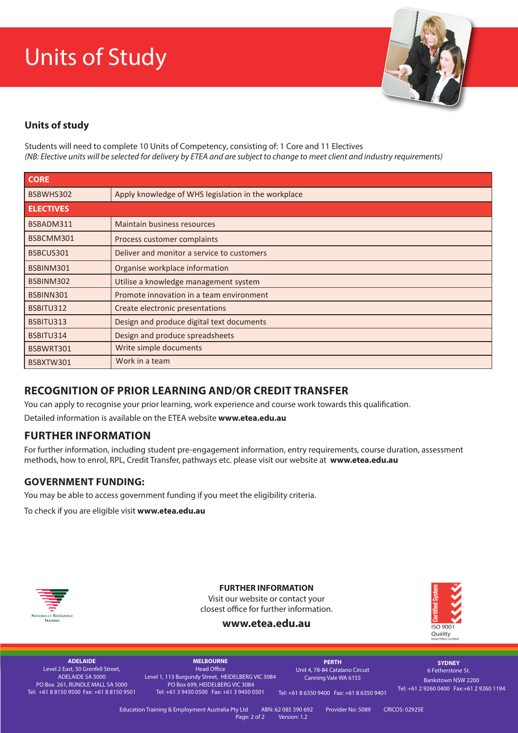# Units of Study

### Units of study

Students will need to complete 10 Units of Competency, consisting of: 1 Core and 11 Electives
*(NB: Elective units will be selected for delivery by ETEA and are subject to change to meet client and industry requirements)*

| | |
|---|---|
| **CORE** | |
| BSBWHS302 | Apply knowledge of WHS legislation in the workplace |
| **ELECTIVES** | |
| BSBADM311 | Maintain business resources |
| BSBCMM301 | Process customer complaints |
| BSBCUS301 | Deliver and monitor a service to customers |
| BSBINM301 | Organise workplace information |
| BSBINM302 | Utilise a knowledge management system |
| BSBINN301 | Promote innovation in a team environment |
| BSBITU312 | Create electronic presentations |
| BSBITU313 | Design and produce digital text documents |
| BSBITU314 | Design and produce spreadsheets |
| BSBWRT301 | Write simple documents |
| BSBXTW301 | Work in a team |

## RECOGNITION OF PRIOR LEARNING AND/OR CREDIT TRANSFER

You can apply to recognise your prior learning, work experience and course work towards this qualification.

Detailed information is available on the ETEA website **www.etea.edu.au**

## FURTHER INFORMATION

For further information, including student pre-engagement information, entry requirements, course duration, assessment methods, how to enrol, RPL, Credit Transfer, pathways etc. please visit our website at **www.etea.edu.au**

## GOVERNMENT FUNDING:

You may be able to access government funding if you meet the eligibility criteria.

To check if you are eligible visit **www.etea.edu.au**

NATIONALLY RECOGNISED TRAINING

**FURTHER INFORMATION**
Visit our website or contact your closest office for further information.

**www.etea.edu.au**

Certified System ISO 9001 Quality Head Office Certified

**ADELAIDE**
Level 2 East, 50 Grenfell Street,
ADELAIDE SA 5000
PO Box 261, RUNDLE MALL SA 5000
Tel: +61 8 8150 9500 Fax: +61 8 8150 9501

**MELBOURNE**
Head Office
Level 1, 113 Burgundy Street, HEIDELBERG VIC 3084
PO Box 699, HEIDELBERG VIC 3084
Tel: +61 3 9450 0500 Fax: +61 3 9450 0501

**PERTH**
Unit 4, 78-84 Catalano Circuit
Canning Vale WA 6155
Tel: +61 8 6350 9400 Fax: +61 8 6350 9401

**SYDNEY**
6 Fetherstone St.
Bankstown NSW 2200
Tel: +61 2 9260 0400 Fax:+61 2 9260 1194

Education Training & Employment Australia Pty Ltd ABN: 62 085 390 692 Provider No: 5089 CRICOS: 02925E
Version: 1.2